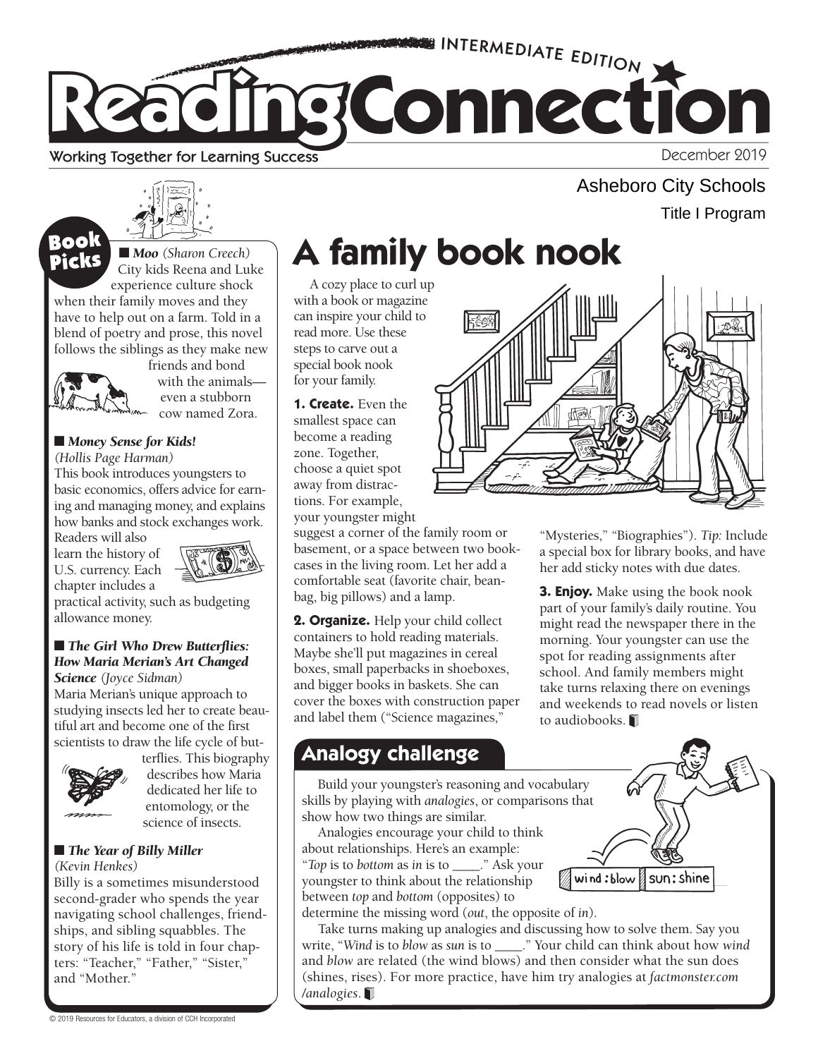INTERMEDIATE EDITION

# Reading Connection

Working Together for Learning Success

December 2019

Asheboro City Schools

Title I Program

## Book Picks

■ ***Moo*** *(Sharon Creech)*
City kids Reena and Luke experience culture shock when their family moves and they have to help out on a farm. Told in a blend of poetry and prose, this novel follows the siblings as they make new friends and bond with the animals—even a stubborn cow named Zora.

■ ***Money Sense for Kids!*** *(Hollis Page Harman)*
This book introduces youngsters to basic economics, offers advice for earning and managing money, and explains how banks and stock exchanges work. Readers will also learn the history of U.S. currency. Each chapter includes a practical activity, such as budgeting allowance money.

■ ***The Girl Who Drew Butterflies: How Maria Merian's Art Changed Science*** *(Joyce Sidman)*
Maria Merian's unique approach to studying insects led her to create beautiful art and become one of the first scientists to draw the life cycle of butterflies. This biography describes how Maria dedicated her life to entomology, or the science of insects.

■ ***The Year of Billy Miller*** *(Kevin Henkes)*
Billy is a sometimes misunderstood second-grader who spends the year navigating school challenges, friendships, and sibling squabbles. The story of his life is told in four chapters: "Teacher," "Father," "Sister," and "Mother."

## A family book nook

A cozy place to curl up with a book or magazine can inspire your child to read more. Use these steps to carve out a special book nook for your family.

**1. Create.** Even the smallest space can become a reading zone. Together, choose a quiet spot away from distractions. For example, your youngster might suggest a corner of the family room or basement, or a space between two bookcases in the living room. Let her add a comfortable seat (favorite chair, beanbag, big pillows) and a lamp.

**2. Organize.** Help your child collect containers to hold reading materials. Maybe she'll put magazines in cereal boxes, small paperbacks in shoeboxes, and bigger books in baskets. She can cover the boxes with construction paper and label them ("Science magazines," "Mysteries," "Biographies"). *Tip:* Include a special box for library books, and have her add sticky notes with due dates.

**3. Enjoy.** Make using the book nook part of your family's daily routine. You might read the newspaper there in the morning. Your youngster can use the spot for reading assignments after school. And family members might take turns relaxing there on evenings and weekends to read novels or listen to audiobooks.

## Analogy challenge

Build your youngster's reasoning and vocabulary skills by playing with *analogies*, or comparisons that show how two things are similar.

Analogies encourage your child to think about relationships. Here's an example: "*Top* is to *bottom* as *in* is to ____." Ask your youngster to think about the relationship between *top* and *bottom* (opposites) to determine the missing word (*out*, the opposite of *in*).

Take turns making up analogies and discussing how to solve them. Say you write, "*Wind* is to *blow* as *sun* is to ____." Your child can think about how *wind* and *blow* are related (the wind blows) and then consider what the sun does (shines, rises). For more practice, have him try analogies at *factmonster.com/analogies*.

© 2019 Resources for Educators, a division of CCH Incorporated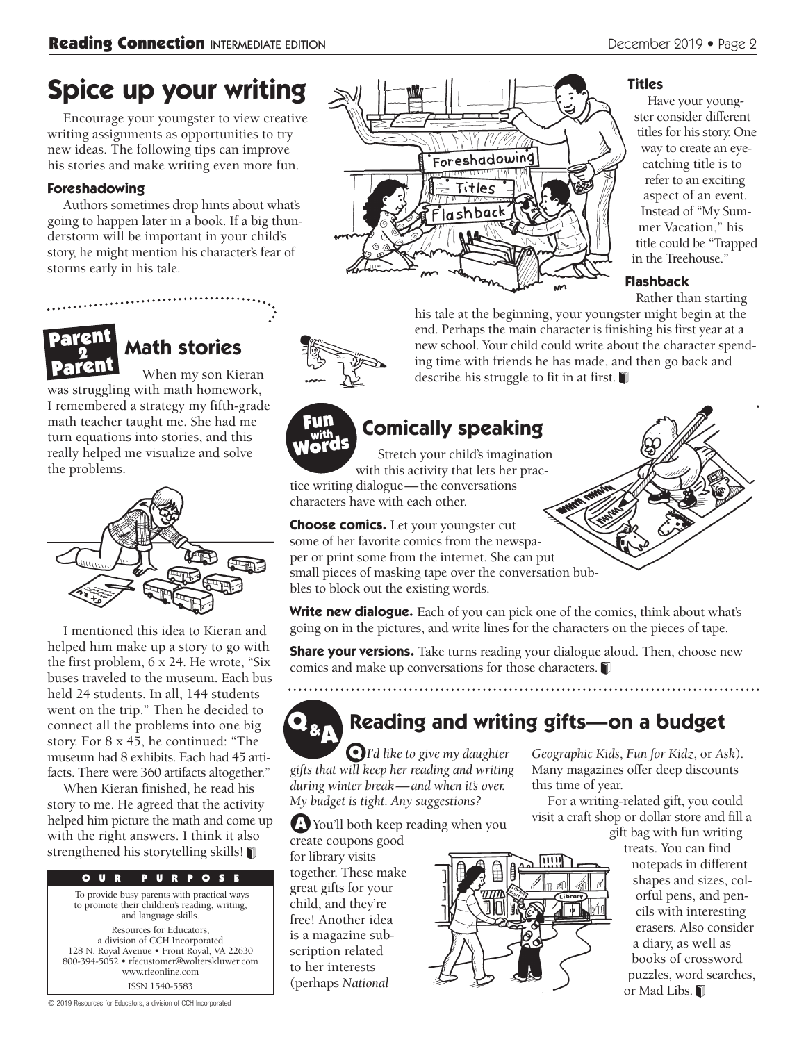# Spice up your writing

Encourage your youngster to view creative writing assignments as opportunities to try new ideas. The following tips can improve his stories and make writing even more fun.

### Foreshadowing

Authors sometimes drop hints about what's going to happen later in a book. If a big thunderstorm will be important in your child's story, he might mention his character's fear of storms early in his tale.

### Titles

Have your youngster consider different titles for his story. One way to create an eye-catching title is to refer to an exciting aspect of an event. Instead of "My Summer Vacation," his title could be "Trapped in the Treehouse."

### Flashback

Rather than starting his tale at the beginning, your youngster might begin at the end. Perhaps the main character is finishing his first year at a new school. Your child could write about the character spending time with friends he has made, and then go back and describe his struggle to fit in at first.

## Parent 2 Parent: Math stories

When my son Kieran was struggling with math homework, I remembered a strategy my fifth-grade math teacher taught me. She had me turn equations into stories, and this really helped me visualize and solve the problems.

I mentioned this idea to Kieran and helped him make up a story to go with the first problem, 6 x 24. He wrote, "Six buses traveled to the museum. Each bus held 24 students. In all, 144 students went on the trip." Then he decided to connect all the problems into one big story. For 8 x 45, he continued: "The museum had 8 exhibits. Each had 45 artifacts. There were 360 artifacts altogether."

When Kieran finished, he read his story to me. He agreed that the activity helped him picture the math and come up with the right answers. I think it also strengthened his storytelling skills!

## Fun with Words: Comically speaking

Stretch your child's imagination with this activity that lets her practice writing dialogue—the conversations characters have with each other.

**Choose comics.** Let your youngster cut some of her favorite comics from the newspaper or print some from the internet. She can put small pieces of masking tape over the conversation bubbles to block out the existing words.

**Write new dialogue.** Each of you can pick one of the comics, think about what's going on in the pictures, and write lines for the characters on the pieces of tape.

**Share your versions.** Take turns reading your dialogue aloud. Then, choose new comics and make up conversations for those characters.

## Q&A: Reading and writing gifts—on a budget

**Q** *I'd like to give my daughter gifts that will keep her reading and writing during winter break—and when it's over. My budget is tight. Any suggestions?*

**A** You'll both keep reading when you create coupons good for library visits together. These make great gifts for your child, and they're free! Another idea is a magazine subscription related to her interests (perhaps *National Geographic Kids*, *Fun for Kidz*, or *Ask*). Many magazines offer deep discounts this time of year.

For a writing-related gift, you could visit a craft shop or dollar store and fill a gift bag with fun writing treats. You can find notepads in different shapes and sizes, colorful pens, and pencils with interesting erasers. Also consider a diary, as well as books of crossword puzzles, word searches, or Mad Libs.

---

**OUR PURPOSE**

To provide busy parents with practical ways to promote their children's reading, writing, and language skills.

Resources for Educators, a division of CCH Incorporated
128 N. Royal Avenue • Front Royal, VA 22630
800-394-5052 • rfecustomer@wolterskluwer.com
www.rfeonline.com
ISSN 1540-5583

© 2019 Resources for Educators, a division of CCH Incorporated